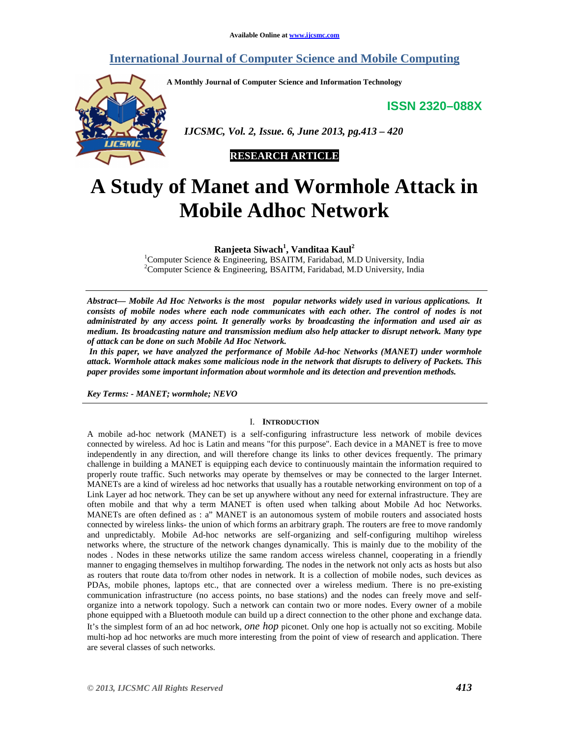Available Online at www.ijcsmc.com

# International Journal of Computer Science and Mobile Computing

**A Monthly Journal of Computer Science and Information Technology**

**ISSN 2320–088X**

**RESEARCH ARTICLE**

# A Study of Manet and Wormhole Attack in Mobile Adhoc Network

**Ranjeeta Siwach[1], Vanditaa Kaul[2]**

[1]Computer Science & Engineering, BSAITM, Faridabad, M.D University, India
[2]Computer Science & Engineering, BSAITM, Faridabad, M.D University, India

***Abstract*— *Mobile Ad Hoc Networks is the most popular networks widely used in various applications. It consists of mobile nodes where each node communicates with each other. The control of nodes is not administrated by any access point. It generally works by broadcasting the information and used air as medium. Its broadcasting nature and transmission medium also help attacker to disrupt network. Many type of attack can be done on such Mobile Ad Hoc Network.***

***In this paper, we have analyzed the performance of Mobile Ad-hoc Networks (MANET) under wormhole attack. Wormhole attack makes some malicious node in the network that disrupts to delivery of Packets. This paper provides some important information about wormhole and its detection and prevention methods.***

***Key Terms: - MANET; wormhole; NEVO***

## I. Introduction

A mobile ad-hoc network (MANET) is a self-configuring infrastructure less network of mobile devices connected by wireless. Ad hoc is Latin and means "for this purpose". Each device in a MANET is free to move independently in any direction, and will therefore change its links to other devices frequently. The primary challenge in building a MANET is equipping each device to continuously maintain the information required to properly route traffic. Such networks may operate by themselves or may be connected to the larger Internet. MANETs are a kind of wireless ad hoc networks that usually has a routable networking environment on top of a Link Layer ad hoc network. They can be set up anywhere without any need for external infrastructure. They are often mobile and that why a term MANET is often used when talking about Mobile Ad hoc Networks. MANETs are often defined as : a" MANET is an autonomous system of mobile routers and associated hosts connected by wireless links- the union of which forms an arbitrary graph. The routers are free to move randomly and unpredictably. Mobile Ad-hoc networks are self-organizing and self-configuring multihop wireless networks where, the structure of the network changes dynamically. This is mainly due to the mobility of the nodes . Nodes in these networks utilize the same random access wireless channel, cooperating in a friendly manner to engaging themselves in multihop forwarding. The nodes in the network not only acts as hosts but also as routers that route data to/from other nodes in network. It is a collection of mobile nodes, such devices as PDAs, mobile phones, laptops etc., that are connected over a wireless medium. There is no pre-existing communication infrastructure (no access points, no base stations) and the nodes can freely move and self-organize into a network topology. Such a network can contain two or more nodes. Every owner of a mobile phone equipped with a Bluetooth module can build up a direct connection to the other phone and exchange data. It's the simplest form of an ad hoc network, *one hop* piconet. Only one hop is actually not so exciting. Mobile multi-hop ad hoc networks are much more interesting from the point of view of research and application. There are several classes of such networks.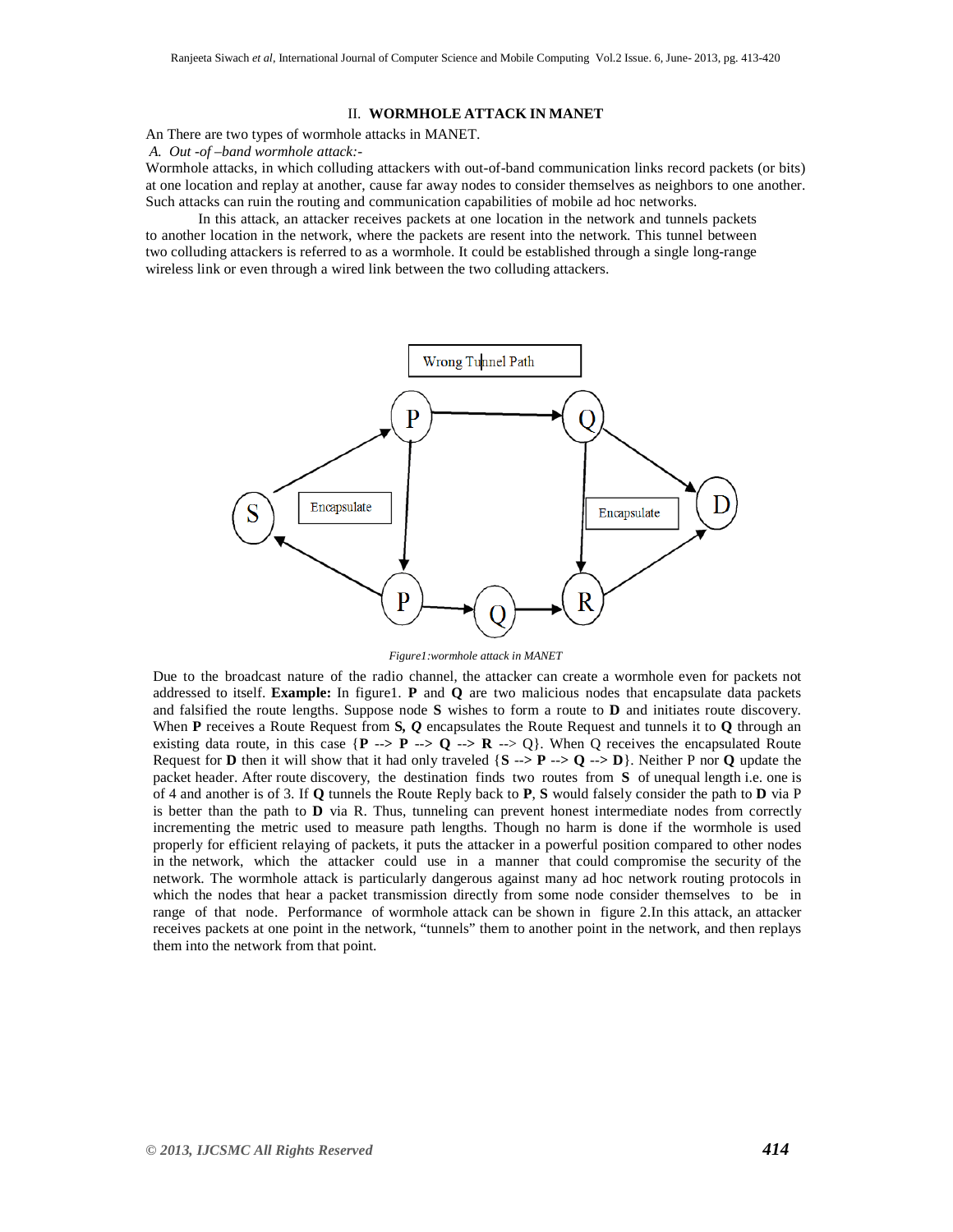## II. WORMHOLE ATTACK IN MANET

An There are two types of wormhole attacks in MANET.

*A. Out -of –band wormhole attack:-*

Wormhole attacks, in which colluding attackers with out-of-band communication links record packets (or bits) at one location and replay at another, cause far away nodes to consider themselves as neighbors to one another. Such attacks can ruin the routing and communication capabilities of mobile ad hoc networks.

In this attack, an attacker receives packets at one location in the network and tunnels packets to another location in the network, where the packets are resent into the network. This tunnel between two colluding attackers is referred to as a wormhole. It could be established through a single long-range wireless link or even through a wired link between the two colluding attackers.

*Figure1:wormhole attack in MANET*

Due to the broadcast nature of the radio channel, the attacker can create a wormhole even for packets not addressed to itself. **Example:** In figure1. **P** and **Q** are two malicious nodes that encapsulate data packets and falsified the route lengths. Suppose node **S** wishes to form a route to **D** and initiates route discovery. When **P** receives a Route Request from **S,** ***Q*** encapsulates the Route Request and tunnels it to **Q** through an existing data route, in this case {**P** --> **P** --> **Q** --> **R** --> Q}. When Q receives the encapsulated Route Request for **D** then it will show that it had only traveled {**S** --> **P** --> **Q** --> **D**}. Neither P nor **Q** update the packet header. After route discovery, the destination finds two routes from **S** of unequal length i.e. one is of 4 and another is of 3. If **Q** tunnels the Route Reply back to **P**, **S** would falsely consider the path to **D** via P is better than the path to **D** via R. Thus, tunneling can prevent honest intermediate nodes from correctly incrementing the metric used to measure path lengths. Though no harm is done if the wormhole is used properly for efficient relaying of packets, it puts the attacker in a powerful position compared to other nodes in the network, which the attacker could use in a manner that could compromise the security of the network. The wormhole attack is particularly dangerous against many ad hoc network routing protocols in which the nodes that hear a packet transmission directly from some node consider themselves to be in range of that node. Performance of wormhole attack can be shown in figure 2.In this attack, an attacker receives packets at one point in the network, "tunnels" them to another point in the network, and then replays them into the network from that point.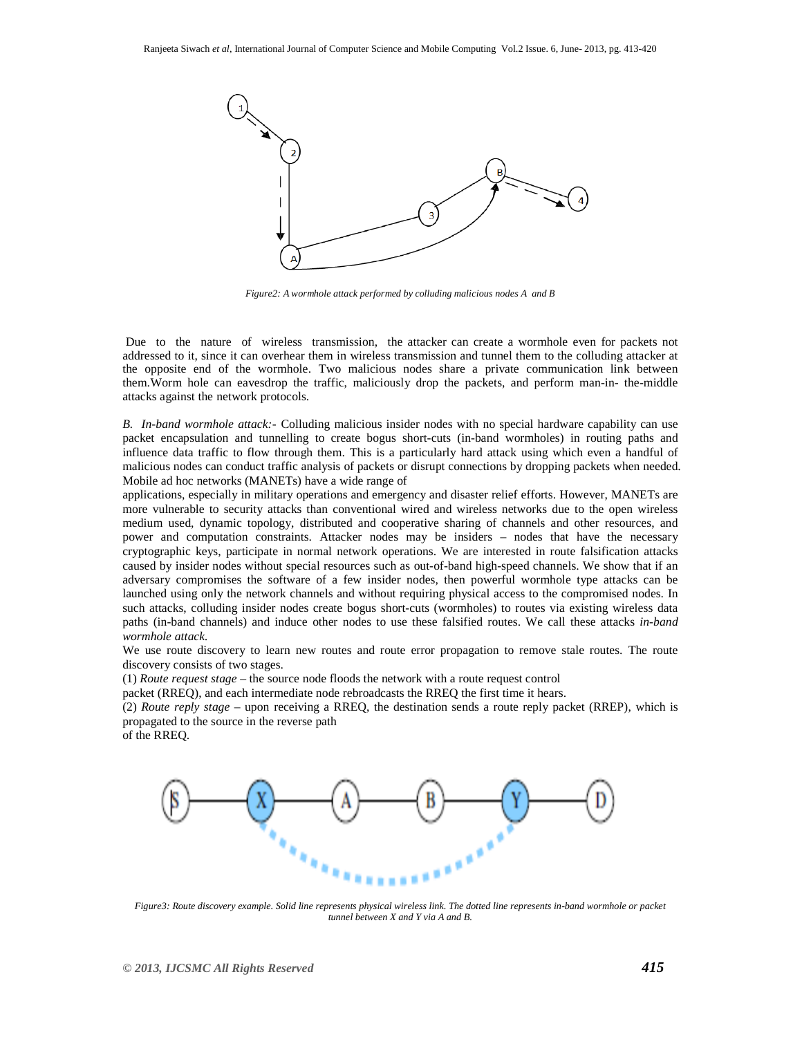*Figure2: A wormhole attack performed by colluding malicious nodes A and B*

Due to the nature of wireless transmission, the attacker can create a wormhole even for packets not addressed to it, since it can overhear them in wireless transmission and tunnel them to the colluding attacker at the opposite end of the wormhole. Two malicious nodes share a private communication link between them.Worm hole can eavesdrop the traffic, maliciously drop the packets, and perform man-in- the-middle attacks against the network protocols.

*B. In-band wormhole attack:-* Colluding malicious insider nodes with no special hardware capability can use packet encapsulation and tunnelling to create bogus short-cuts (in-band wormholes) in routing paths and influence data traffic to flow through them. This is a particularly hard attack using which even a handful of malicious nodes can conduct traffic analysis of packets or disrupt connections by dropping packets when needed. Mobile ad hoc networks (MANETs) have a wide range of applications, especially in military operations and emergency and disaster relief efforts. However, MANETs are more vulnerable to security attacks than conventional wired and wireless networks due to the open wireless medium used, dynamic topology, distributed and cooperative sharing of channels and other resources, and power and computation constraints. Attacker nodes may be insiders – nodes that have the necessary cryptographic keys, participate in normal network operations. We are interested in route falsification attacks caused by insider nodes without special resources such as out-of-band high-speed channels. We show that if an adversary compromises the software of a few insider nodes, then powerful wormhole type attacks can be launched using only the network channels and without requiring physical access to the compromised nodes. In such attacks, colluding insider nodes create bogus short-cuts (wormholes) to routes via existing wireless data paths (in-band channels) and induce other nodes to use these falsified routes. We call these attacks *in-band wormhole attack*.

We use route discovery to learn new routes and route error propagation to remove stale routes. The route discovery consists of two stages.

(1) *Route request stage* – the source node floods the network with a route request control packet (RREQ), and each intermediate node rebroadcasts the RREQ the first time it hears.

(2) *Route reply stage* – upon receiving a RREQ, the destination sends a route reply packet (RREP), which is propagated to the source in the reverse path of the RREQ.

*Figure3: Route discovery example. Solid line represents physical wireless link. The dotted line represents in-band wormhole or packet tunnel between X and Y via A and B.*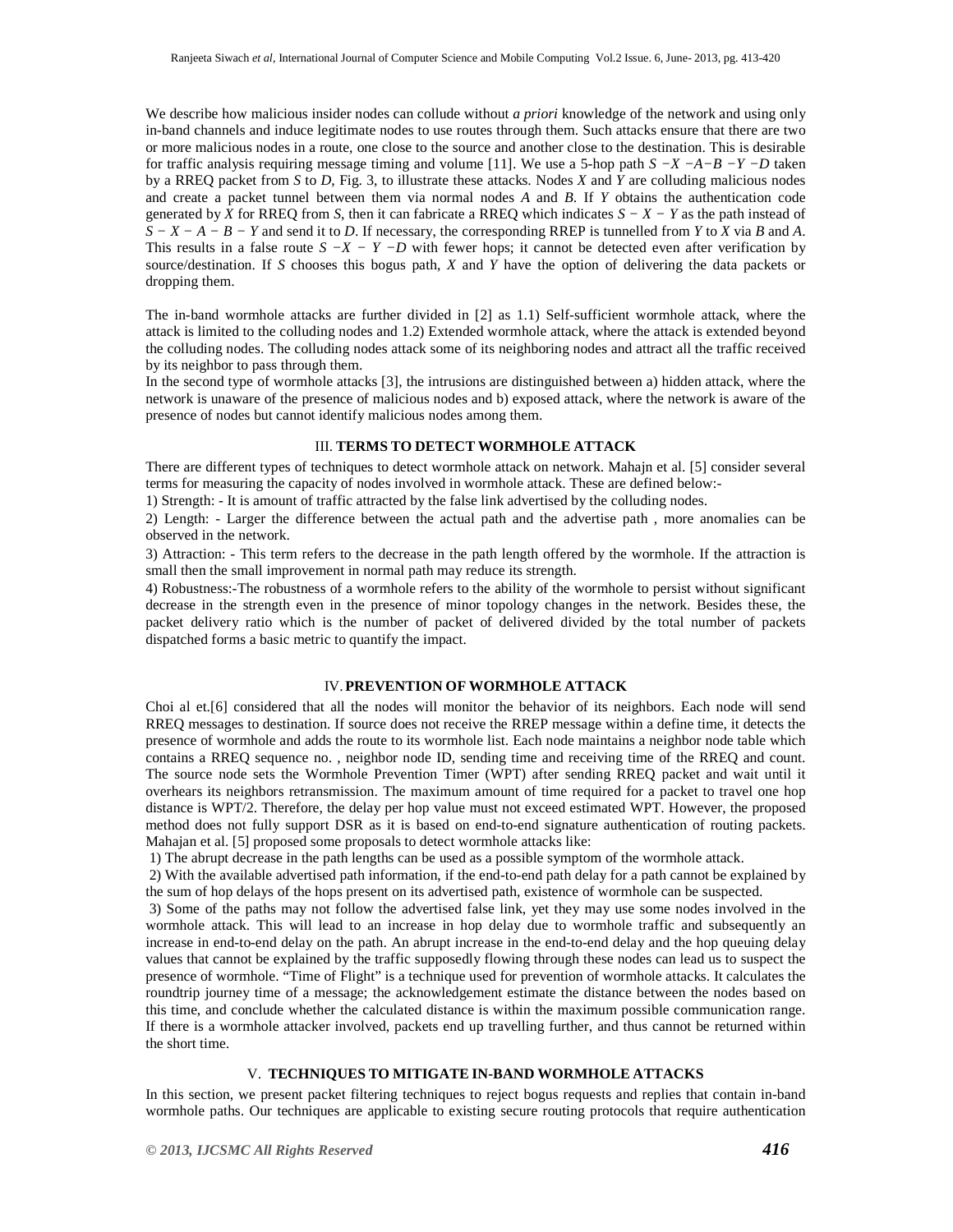We describe how malicious insider nodes can collude without *a priori* knowledge of the network and using only in-band channels and induce legitimate nodes to use routes through them. Such attacks ensure that there are two or more malicious nodes in a route, one close to the source and another close to the destination. This is desirable for traffic analysis requiring message timing and volume [11]. We use a 5-hop path $S - X - A - B - Y - D$ taken by a RREQ packet from *S* to *D*, Fig. 3, to illustrate these attacks. Nodes *X* and *Y* are colluding malicious nodes and create a packet tunnel between them via normal nodes *A* and *B*. If *Y* obtains the authentication code generated by *X* for RREQ from *S*, then it can fabricate a RREQ which indicates $S - X - Y$ as the path instead of $S - X - A - B - Y$ and send it to *D*. If necessary, the corresponding RREP is tunnelled from *Y* to *X* via *B* and *A*. This results in a false route $S - X - Y - D$ with fewer hops; it cannot be detected even after verification by source/destination. If *S* chooses this bogus path, *X* and *Y* have the option of delivering the data packets or dropping them.

The in-band wormhole attacks are further divided in [2] as 1.1) Self-sufficient wormhole attack, where the attack is limited to the colluding nodes and 1.2) Extended wormhole attack, where the attack is extended beyond the colluding nodes. The colluding nodes attack some of its neighboring nodes and attract all the traffic received by its neighbor to pass through them.

In the second type of wormhole attacks [3], the intrusions are distinguished between a) hidden attack, where the network is unaware of the presence of malicious nodes and b) exposed attack, where the network is aware of the presence of nodes but cannot identify malicious nodes among them.

## III. TERMS TO DETECT WORMHOLE ATTACK

There are different types of techniques to detect wormhole attack on network. Mahajn et al. [5] consider several terms for measuring the capacity of nodes involved in wormhole attack. These are defined below:-

1) Strength: - It is amount of traffic attracted by the false link advertised by the colluding nodes.

2) Length: - Larger the difference between the actual path and the advertise path , more anomalies can be observed in the network.

3) Attraction: - This term refers to the decrease in the path length offered by the wormhole. If the attraction is small then the small improvement in normal path may reduce its strength.

4) Robustness:-The robustness of a wormhole refers to the ability of the wormhole to persist without significant decrease in the strength even in the presence of minor topology changes in the network. Besides these, the packet delivery ratio which is the number of packet of delivered divided by the total number of packets dispatched forms a basic metric to quantify the impact.

## IV. PREVENTION OF WORMHOLE ATTACK

Choi al et.[6] considered that all the nodes will monitor the behavior of its neighbors. Each node will send RREQ messages to destination. If source does not receive the RREP message within a define time, it detects the presence of wormhole and adds the route to its wormhole list. Each node maintains a neighbor node table which contains a RREQ sequence no. , neighbor node ID, sending time and receiving time of the RREQ and count. The source node sets the Wormhole Prevention Timer (WPT) after sending RREQ packet and wait until it overhears its neighbors retransmission. The maximum amount of time required for a packet to travel one hop distance is WPT/2. Therefore, the delay per hop value must not exceed estimated WPT. However, the proposed method does not fully support DSR as it is based on end-to-end signature authentication of routing packets. Mahajan et al. [5] proposed some proposals to detect wormhole attacks like:

1) The abrupt decrease in the path lengths can be used as a possible symptom of the wormhole attack.

2) With the available advertised path information, if the end-to-end path delay for a path cannot be explained by the sum of hop delays of the hops present on its advertised path, existence of wormhole can be suspected.

3) Some of the paths may not follow the advertised false link, yet they may use some nodes involved in the wormhole attack. This will lead to an increase in hop delay due to wormhole traffic and subsequently an increase in end-to-end delay on the path. An abrupt increase in the end-to-end delay and the hop queuing delay values that cannot be explained by the traffic supposedly flowing through these nodes can lead us to suspect the presence of wormhole. "Time of Flight" is a technique used for prevention of wormhole attacks. It calculates the roundtrip journey time of a message; the acknowledgement estimate the distance between the nodes based on this time, and conclude whether the calculated distance is within the maximum possible communication range. If there is a wormhole attacker involved, packets end up travelling further, and thus cannot be returned within the short time.

## V. TECHNIQUES TO MITIGATE IN-BAND WORMHOLE ATTACKS

In this section, we present packet filtering techniques to reject bogus requests and replies that contain in-band wormhole paths. Our techniques are applicable to existing secure routing protocols that require authentication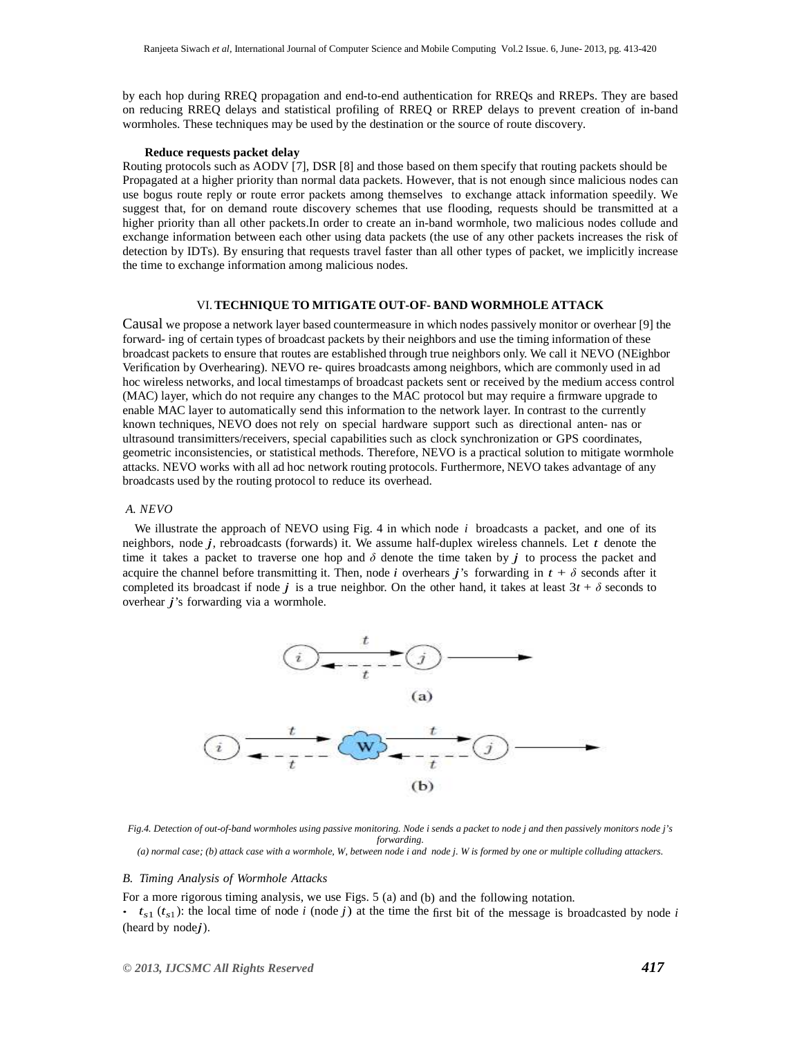by each hop during RREQ propagation and end-to-end authentication for RREQs and RREPs. They are based on reducing RREQ delays and statistical profiling of RREQ or RREP delays to prevent creation of in-band wormholes. These techniques may be used by the destination or the source of route discovery.

**Reduce requests packet delay**

Routing protocols such as AODV [7], DSR [8] and those based on them specify that routing packets should be Propagated at a higher priority than normal data packets. However, that is not enough since malicious nodes can use bogus route reply or route error packets among themselves to exchange attack information speedily. We suggest that, for on demand route discovery schemes that use flooding, requests should be transmitted at a higher priority than all other packets.In order to create an in-band wormhole, two malicious nodes collude and exchange information between each other using data packets (the use of any other packets increases the risk of detection by IDTs). By ensuring that requests travel faster than all other types of packet, we implicitly increase the time to exchange information among malicious nodes.

## VI. TECHNIQUE TO MITIGATE OUT-OF- BAND WORMHOLE ATTACK

Causal we propose a network layer based countermeasure in which nodes passively monitor or overhear [9] the forward- ing of certain types of broadcast packets by their neighbors and use the timing information of these broadcast packets to ensure that routes are established through true neighbors only. We call it NEVO (NEighbor Verification by Overhearing). NEVO re- quires broadcasts among neighbors, which are commonly used in ad hoc wireless networks, and local timestamps of broadcast packets sent or received by the medium access control (MAC) layer, which do not require any changes to the MAC protocol but may require a firmware upgrade to enable MAC layer to automatically send this information to the network layer. In contrast to the currently known techniques, NEVO does not rely on special hardware support such as directional anten- nas or ultrasound transimitters/receivers, special capabilities such as clock synchronization or GPS coordinates, geometric inconsistencies, or statistical methods. Therefore, NEVO is a practical solution to mitigate wormhole attacks. NEVO works with all ad hoc network routing protocols. Furthermore, NEVO takes advantage of any broadcasts used by the routing protocol to reduce its overhead.

### *A. NEVO*

We illustrate the approach of NEVO using Fig. 4 in which node $i$ broadcasts a packet, and one of its neighbors, node $j$, rebroadcasts (forwards) it. We assume half-duplex wireless channels. Let $t$ denote the time it takes a packet to traverse one hop and $\delta$ denote the time taken by $j$ to process the packet and acquire the channel before transmitting it. Then, node $i$ overhears $j$'s forwarding in $t + \delta$ seconds after it completed its broadcast if node $j$ is a true neighbor. On the other hand, it takes at least $3t + \delta$ seconds to overhear $j$'s forwarding via a wormhole.

*Fig.4. Detection of out-of-band wormholes using passive monitoring. Node i sends a packet to node j and then passively monitors node j's forwarding.*
*(a) normal case; (b) attack case with a wormhole, W, between node i and node j. W is formed by one or multiple colluding attackers.*

### *B. Timing Analysis of Wormhole Attacks*

For a more rigorous timing analysis, we use Figs. 5 (a) and (b) and the following notation.

- $t_{s1}$ ($t_{s1}$): the local time of node $i$ (node $j$) at the time the first bit of the message is broadcasted by node $i$ (heard by node $j$).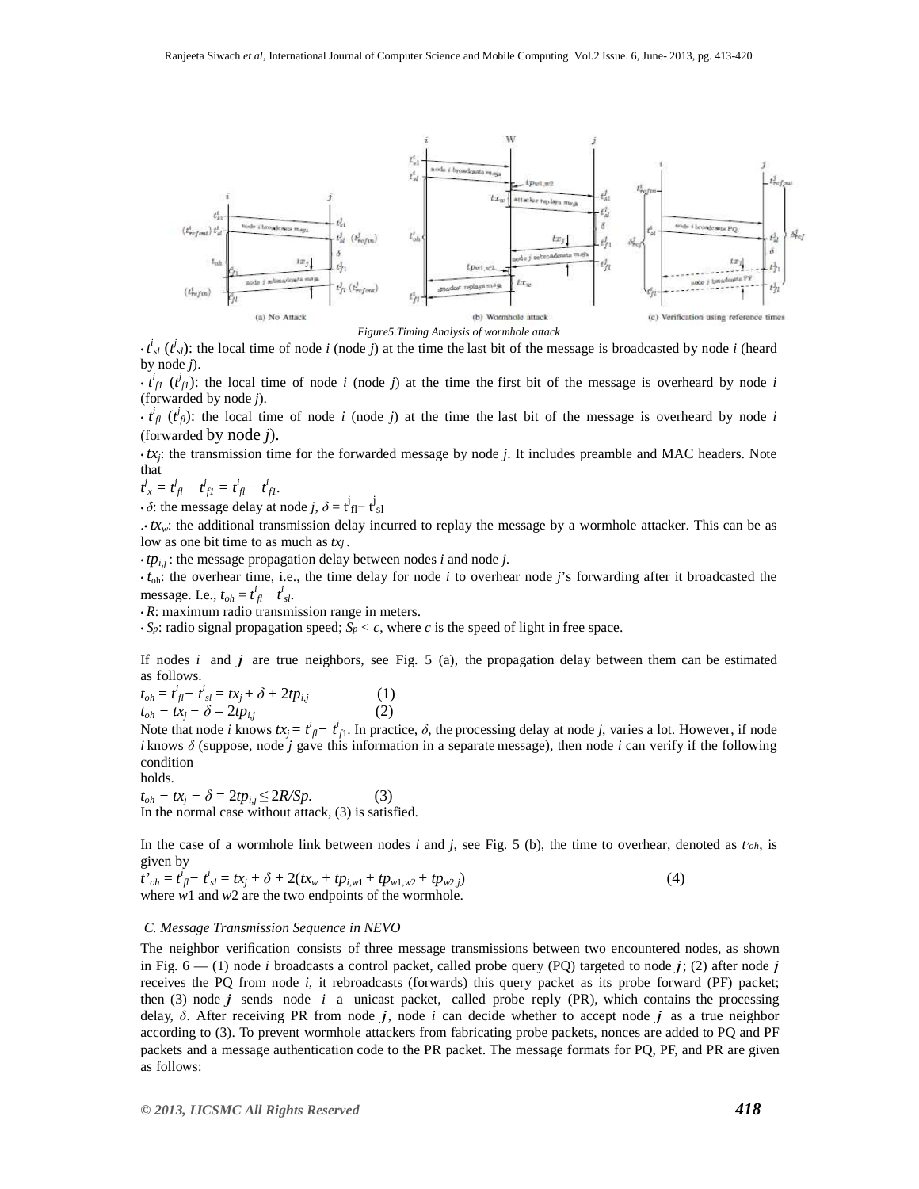*Figure5.Timing Analysis of wormhole attack*

- $t^i_{sl}$ ($t^j_{sl}$): the local time of node *i* (node *j*) at the time the last bit of the message is broadcasted by node *i* (heard by node *j*).
- $t^i_{f1}$ ($t^j_{f1}$): the local time of node *i* (node *j*) at the time the first bit of the message is overheard by node *i* (forwarded by node *j*).
- $t^i_{fl}$ ($t^j_{fl}$): the local time of node *i* (node *j*) at the time the last bit of the message is overheard by node *i* (forwarded by node *j*).
- $tx_j$: the transmission time for the forwarded message by node *j*. It includes preamble and MAC headers. Note that

$t^j_x = t^j_{fl} - t^j_{f1} = t^i_{fl} - t^i_{f1}$.

- $\delta$: the message delay at node *j*, $\delta = t^j_{fl} - t^j_{sl}$
- $tx_w$: the additional transmission delay incurred to replay the message by a wormhole attacker. This can be as low as one bit time to as much as $tx_j$.
- $tp_{i,j}$ : the message propagation delay between nodes *i* and node *j*.
- $t_{oh}$: the overhear time, i.e., the time delay for node *i* to overhear node *j*'s forwarding after it broadcasted the message. I.e., $t_{oh} = t^i_{fl} - t^i_{sl}$.
- *R*: maximum radio transmission range in meters.
- $S_P$: radio signal propagation speed; $S_P < c$, where *c* is the speed of light in free space.

If nodes *i* and *j* are true neighbors, see Fig. 5 (a), the propagation delay between them can be estimated as follows.

$$t_{oh} = t^i_{fl} - t^i_{sl} = tx_j + \delta + 2tp_{i,j} \quad (1)$$

$$t_{oh} - tx_j - \delta = 2tp_{i,j} \quad (2)$$

Note that node *i* knows $tx_j = t^i_{fl} - t^i_{f1}$. In practice, $\delta$, the processing delay at node *j*, varies a lot. However, if node *i* knows $\delta$ (suppose, node *j* gave this information in a separate message), then node *i* can verify if the following condition holds.

$$t_{oh} - tx_j - \delta = 2tp_{i,j} \leq 2R/Sp. \quad (3)$$

In the normal case without attack, (3) is satisfied.

In the case of a wormhole link between nodes *i* and *j*, see Fig. 5 (b), the time to overhear, denoted as $t'_{oh}$, is given by

$$t'_{oh} = t^i_{fl} - t^i_{sl} = tx_j + \delta + 2(tx_w + tp_{i,w1} + tp_{w1,w2} + tp_{w2,j}) \quad (4)$$

where *w*1 and *w*2 are the two endpoints of the wormhole.

### C. Message Transmission Sequence in NEVO

The neighbor verification consists of three message transmissions between two encountered nodes, as shown in Fig. 6 — (1) node *i* broadcasts a control packet, called probe query (PQ) targeted to node ***j***; (2) after node ***j*** receives the PQ from node *i*, it rebroadcasts (forwards) this query packet as its probe forward (PF) packet; then (3) node ***j*** sends node *i* a unicast packet, called probe reply (PR), which contains the processing delay, $\delta$. After receiving PR from node ***j***, node *i* can decide whether to accept node ***j*** as a true neighbor according to (3). To prevent wormhole attackers from fabricating probe packets, nonces are added to PQ and PF packets and a message authentication code to the PR packet. The message formats for PQ, PF, and PR are given as follows: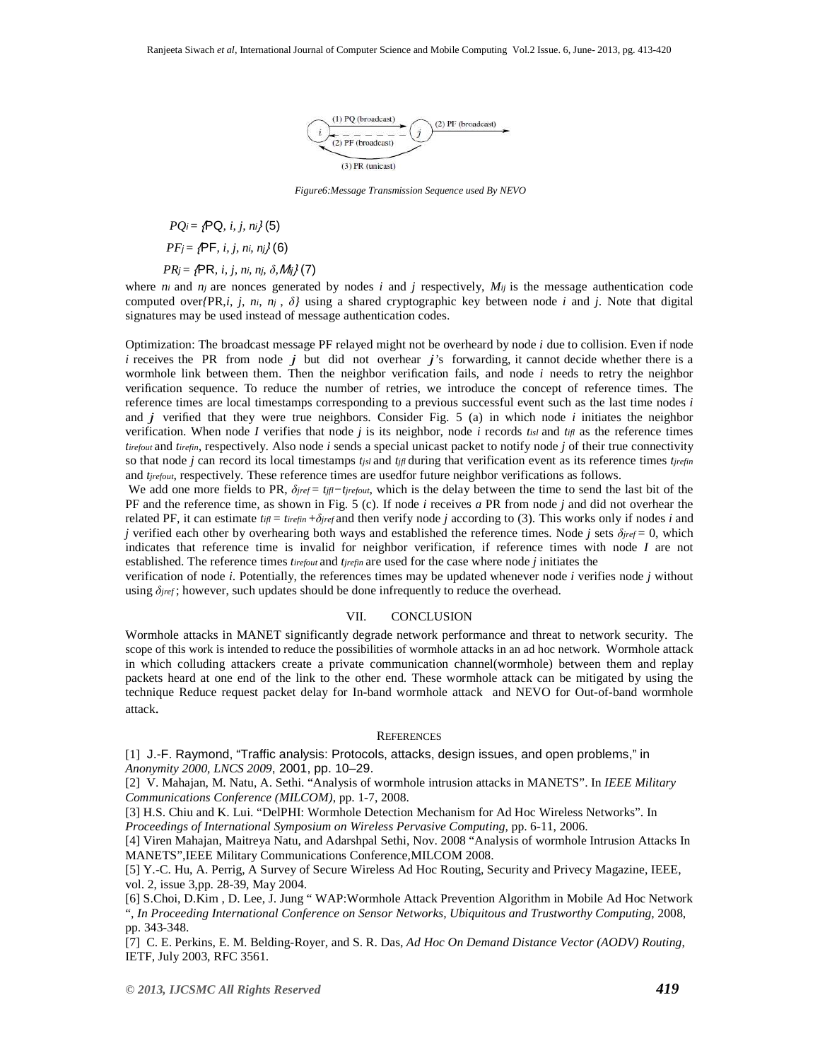Figure6:Message Transmission Sequence used By NEVO

$$PQ_i = \{PQ, i, j, n_i\} \quad (5)$$

$$PF_j = \{PF, i, j, n_i, n_j\} \quad (6)$$

$$PR_j = \{PR, i, j, n_i, n_j, \delta, M_{ij}\} \quad (7)$$

where $n_i$ and $n_j$ are nonces generated by nodes $i$ and $j$ respectively, $M_{ij}$ is the message authentication code computed over $\{PR, i, j, n_i, n_j, \delta\}$ using a shared cryptographic key between node $i$ and $j$. Note that digital signatures may be used instead of message authentication codes.

Optimization: The broadcast message PF relayed might not be overheard by node $i$ due to collision. Even if node $i$ receives the PR from node $j$ but did not overhear $j$'s forwarding, it cannot decide whether there is a wormhole link between them. Then the neighbor verification fails, and node $i$ needs to retry the neighbor verification sequence. To reduce the number of retries, we introduce the concept of reference times. The reference times are local timestamps corresponding to a previous successful event such as the last time nodes $i$ and $j$ verified that they were true neighbors. Consider Fig. 5 (a) in which node $i$ initiates the neighbor verification. When node $I$ verifies that node $j$ is its neighbor, node $i$ records $t_{isl}$ and $t_{ifl}$ as the reference times $t_{irefout}$ and $t_{irefin}$, respectively. Also node $i$ sends a special unicast packet to notify node $j$ of their true connectivity so that node $j$ can record its local timestamps $t_{jsl}$ and $t_{jfl}$ during that verification event as its reference times $t_{jrefin}$ and $t_{jrefout}$, respectively. These reference times are usedfor future neighbor verifications as follows.

We add one more fields to PR, $\delta_{jref} = t_{jfl} - t_{jrefout}$, which is the delay between the time to send the last bit of the PF and the reference time, as shown in Fig. 5 (c). If node $i$ receives *a* PR from node $j$ and did not overhear the related PF, it can estimate $t_{ifl} = t_{irefin} + \delta_{jref}$ and then verify node $j$ according to (3). This works only if nodes $i$ and $j$ verified each other by overhearing both ways and established the reference times. Node $j$ sets $\delta_{jref} = 0$, which indicates that reference time is invalid for neighbor verification, if reference times with node $I$ are not established. The reference times $t_{irefout}$ and $t_{jrefin}$ are used for the case where node $j$ initiates the verification of node $i$. Potentially, the references times may be updated whenever node $i$ verifies node $j$ without using $\delta_{jref}$; however, such updates should be done infrequently to reduce the overhead.

## VII. CONCLUSION

Wormhole attacks in MANET significantly degrade network performance and threat to network security. The scope of this work is intended to reduce the possibilities of wormhole attacks in an ad hoc network. Wormhole attack in which colluding attackers create a private communication channel(wormhole) between them and replay packets heard at one end of the link to the other end. These wormhole attack can be mitigated by using the technique Reduce request packet delay for In-band wormhole attack and NEVO for Out-of-band wormhole attack.

## REFERENCES

[1] J.-F. Raymond, "Traffic analysis: Protocols, attacks, design issues, and open problems," in *Anonymity 2000, LNCS 2009*, 2001, pp. 10–29.

[2] V. Mahajan, M. Natu, A. Sethi. "Analysis of wormhole intrusion attacks in MANETS". In *IEEE Military Communications Conference (MILCOM)*, pp. 1-7, 2008.

[3] H.S. Chiu and K. Lui. "DelPHI: Wormhole Detection Mechanism for Ad Hoc Wireless Networks". In *Proceedings of International Symposium on Wireless Pervasive Computing*, pp. 6-11, 2006.

[4] Viren Mahajan, Maitreya Natu, and Adarshpal Sethi, Nov. 2008 "Analysis of wormhole Intrusion Attacks In MANETS",IEEE Military Communications Conference,MILCOM 2008.

[5] Y.-C. Hu, A. Perrig, A Survey of Secure Wireless Ad Hoc Routing, Security and Privecy Magazine, IEEE, vol. 2, issue 3,pp. 28-39, May 2004.

[6] S.Choi, D.Kim , D. Lee, J. Jung " WAP:Wormhole Attack Prevention Algorithm in Mobile Ad Hoc Network ", *In Proceeding International Conference on Sensor Networks, Ubiquitous and Trustworthy Computing*, 2008, pp. 343-348.

[7] C. E. Perkins, E. M. Belding-Royer, and S. R. Das, *Ad Hoc On Demand Distance Vector (AODV) Routing*, IETF, July 2003, RFC 3561.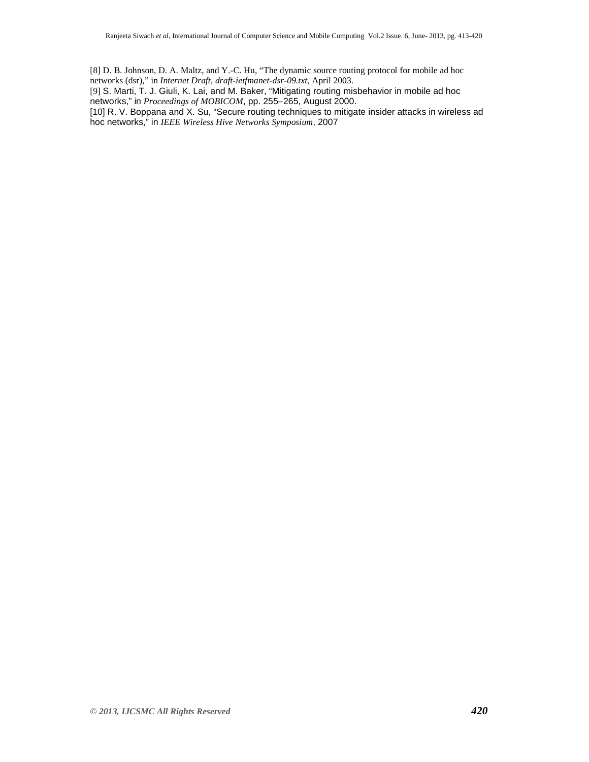[8] D. B. Johnson, D. A. Maltz, and Y.-C. Hu, "The dynamic source routing protocol for mobile ad hoc networks (dsr)," in *Internet Draft, draft-ietfmanet-dsr-09.txt*, April 2003.

[9] S. Marti, T. J. Giuli, K. Lai, and M. Baker, "Mitigating routing misbehavior in mobile ad hoc networks," in *Proceedings of MOBICOM*, pp. 255–265, August 2000.

[10] R. V. Boppana and X. Su, "Secure routing techniques to mitigate insider attacks in wireless ad hoc networks," in *IEEE Wireless Hive Networks Symposium*, 2007